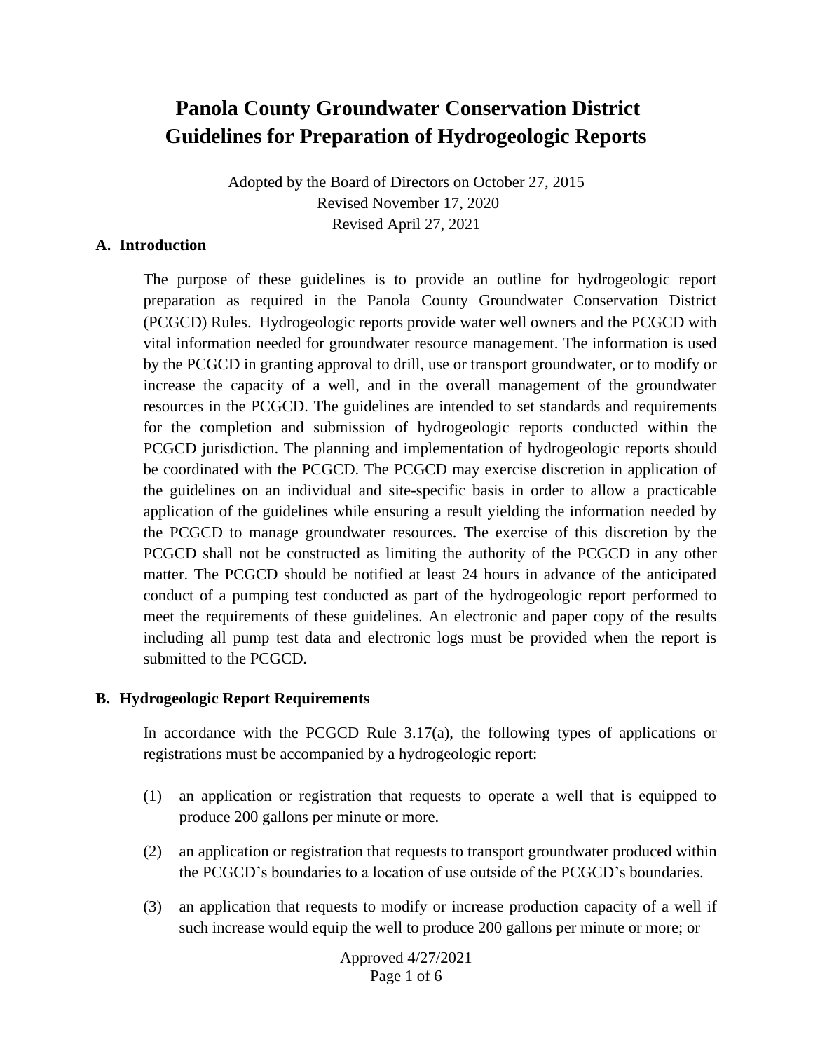# Panola County Groundwater Conservation District Guidelines for Preparation of Hydrogeologic Reports

Adopted by the Board of Directors on October 27, 2015
Revised November 17, 2020
Revised April 27, 2021

## A. Introduction

The purpose of these guidelines is to provide an outline for hydrogeologic report preparation as required in the Panola County Groundwater Conservation District (PCGCD) Rules. Hydrogeologic reports provide water well owners and the PCGCD with vital information needed for groundwater resource management. The information is used by the PCGCD in granting approval to drill, use or transport groundwater, or to modify or increase the capacity of a well, and in the overall management of the groundwater resources in the PCGCD. The guidelines are intended to set standards and requirements for the completion and submission of hydrogeologic reports conducted within the PCGCD jurisdiction. The planning and implementation of hydrogeologic reports should be coordinated with the PCGCD. The PCGCD may exercise discretion in application of the guidelines on an individual and site-specific basis in order to allow a practicable application of the guidelines while ensuring a result yielding the information needed by the PCGCD to manage groundwater resources. The exercise of this discretion by the PCGCD shall not be constructed as limiting the authority of the PCGCD in any other matter. The PCGCD should be notified at least 24 hours in advance of the anticipated conduct of a pumping test conducted as part of the hydrogeologic report performed to meet the requirements of these guidelines. An electronic and paper copy of the results including all pump test data and electronic logs must be provided when the report is submitted to the PCGCD.

## B. Hydrogeologic Report Requirements

In accordance with the PCGCD Rule 3.17(a), the following types of applications or registrations must be accompanied by a hydrogeologic report:

(1) an application or registration that requests to operate a well that is equipped to produce 200 gallons per minute or more.

(2) an application or registration that requests to transport groundwater produced within the PCGCD's boundaries to a location of use outside of the PCGCD's boundaries.

(3) an application that requests to modify or increase production capacity of a well if such increase would equip the well to produce 200 gallons per minute or more; or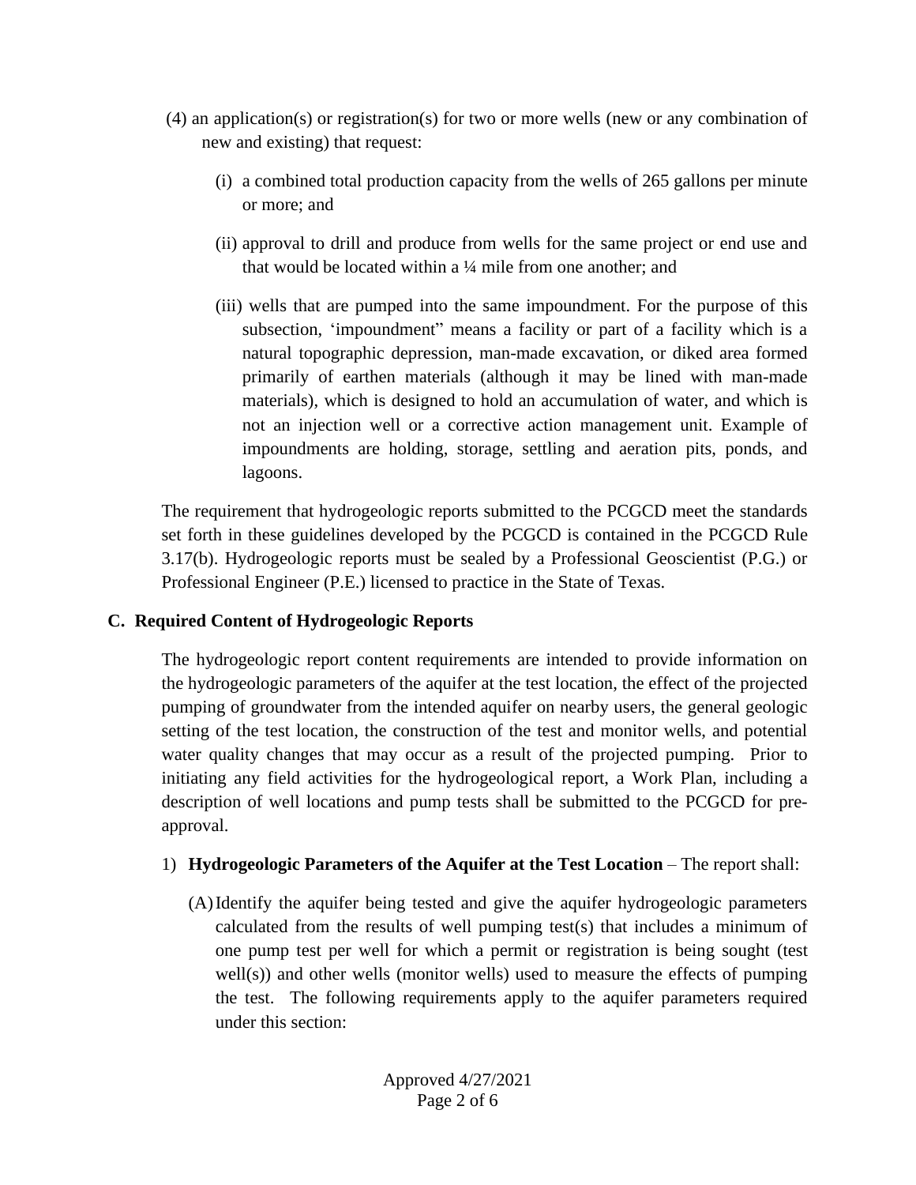(4) an application(s) or registration(s) for two or more wells (new or any combination of new and existing) that request:

   (i) a combined total production capacity from the wells of 265 gallons per minute or more; and

   (ii) approval to drill and produce from wells for the same project or end use and that would be located within a ¼ mile from one another; and

   (iii) wells that are pumped into the same impoundment. For the purpose of this subsection, ‘impoundment” means a facility or part of a facility which is a natural topographic depression, man-made excavation, or diked area formed primarily of earthen materials (although it may be lined with man-made materials), which is designed to hold an accumulation of water, and which is not an injection well or a corrective action management unit. Example of impoundments are holding, storage, settling and aeration pits, ponds, and lagoons.

The requirement that hydrogeologic reports submitted to the PCGCD meet the standards set forth in these guidelines developed by the PCGCD is contained in the PCGCD Rule 3.17(b). Hydrogeologic reports must be sealed by a Professional Geoscientist (P.G.) or Professional Engineer (P.E.) licensed to practice in the State of Texas.

## C. Required Content of Hydrogeologic Reports

The hydrogeologic report content requirements are intended to provide information on the hydrogeologic parameters of the aquifer at the test location, the effect of the projected pumping of groundwater from the intended aquifer on nearby users, the general geologic setting of the test location, the construction of the test and monitor wells, and potential water quality changes that may occur as a result of the projected pumping. Prior to initiating any field activities for the hydrogeological report, a Work Plan, including a description of well locations and pump tests shall be submitted to the PCGCD for pre-approval.

1) **Hydrogeologic Parameters of the Aquifer at the Test Location** – The report shall:

   (A) Identify the aquifer being tested and give the aquifer hydrogeologic parameters calculated from the results of well pumping test(s) that includes a minimum of one pump test per well for which a permit or registration is being sought (test well(s)) and other wells (monitor wells) used to measure the effects of pumping the test. The following requirements apply to the aquifer parameters required under this section: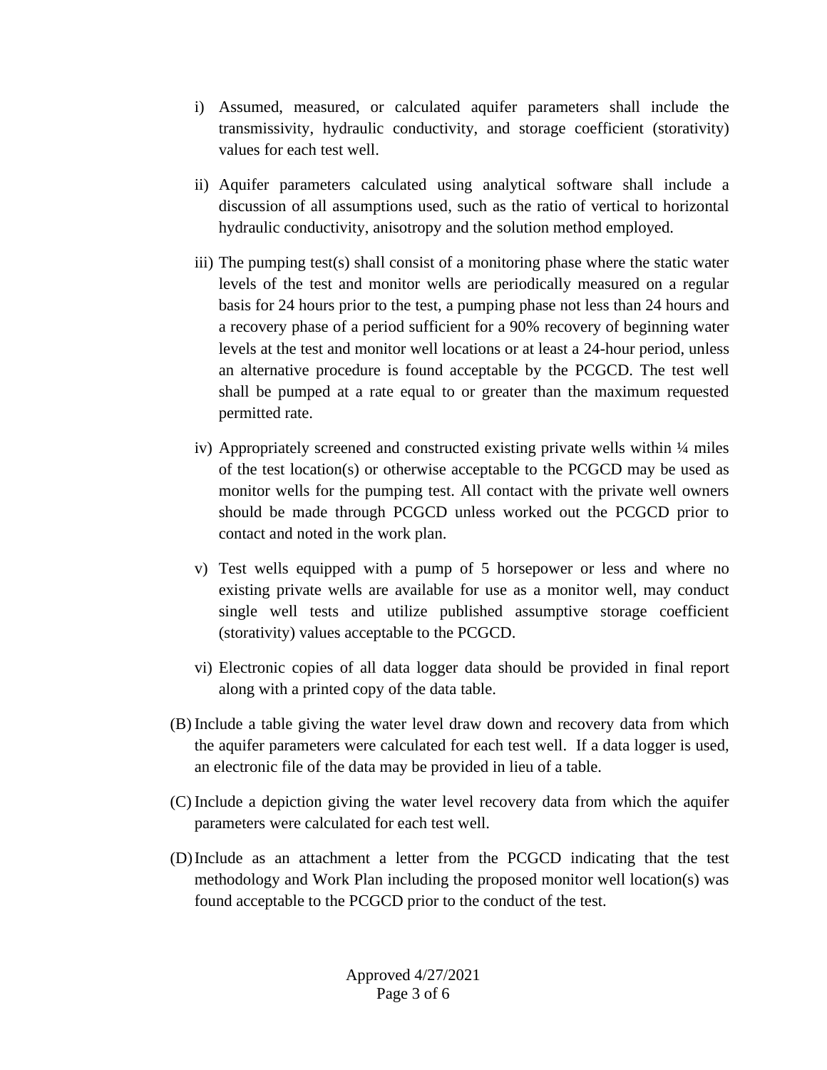i) Assumed, measured, or calculated aquifer parameters shall include the transmissivity, hydraulic conductivity, and storage coefficient (storativity) values for each test well.

ii) Aquifer parameters calculated using analytical software shall include a discussion of all assumptions used, such as the ratio of vertical to horizontal hydraulic conductivity, anisotropy and the solution method employed.

iii) The pumping test(s) shall consist of a monitoring phase where the static water levels of the test and monitor wells are periodically measured on a regular basis for 24 hours prior to the test, a pumping phase not less than 24 hours and a recovery phase of a period sufficient for a 90% recovery of beginning water levels at the test and monitor well locations or at least a 24-hour period, unless an alternative procedure is found acceptable by the PCGCD. The test well shall be pumped at a rate equal to or greater than the maximum requested permitted rate.

iv) Appropriately screened and constructed existing private wells within ¼ miles of the test location(s) or otherwise acceptable to the PCGCD may be used as monitor wells for the pumping test. All contact with the private well owners should be made through PCGCD unless worked out the PCGCD prior to contact and noted in the work plan.

v) Test wells equipped with a pump of 5 horsepower or less and where no existing private wells are available for use as a monitor well, may conduct single well tests and utilize published assumptive storage coefficient (storativity) values acceptable to the PCGCD.

vi) Electronic copies of all data logger data should be provided in final report along with a printed copy of the data table.

(B) Include a table giving the water level draw down and recovery data from which the aquifer parameters were calculated for each test well. If a data logger is used, an electronic file of the data may be provided in lieu of a table.

(C) Include a depiction giving the water level recovery data from which the aquifer parameters were calculated for each test well.

(D) Include as an attachment a letter from the PCGCD indicating that the test methodology and Work Plan including the proposed monitor well location(s) was found acceptable to the PCGCD prior to the conduct of the test.

Approved 4/27/2021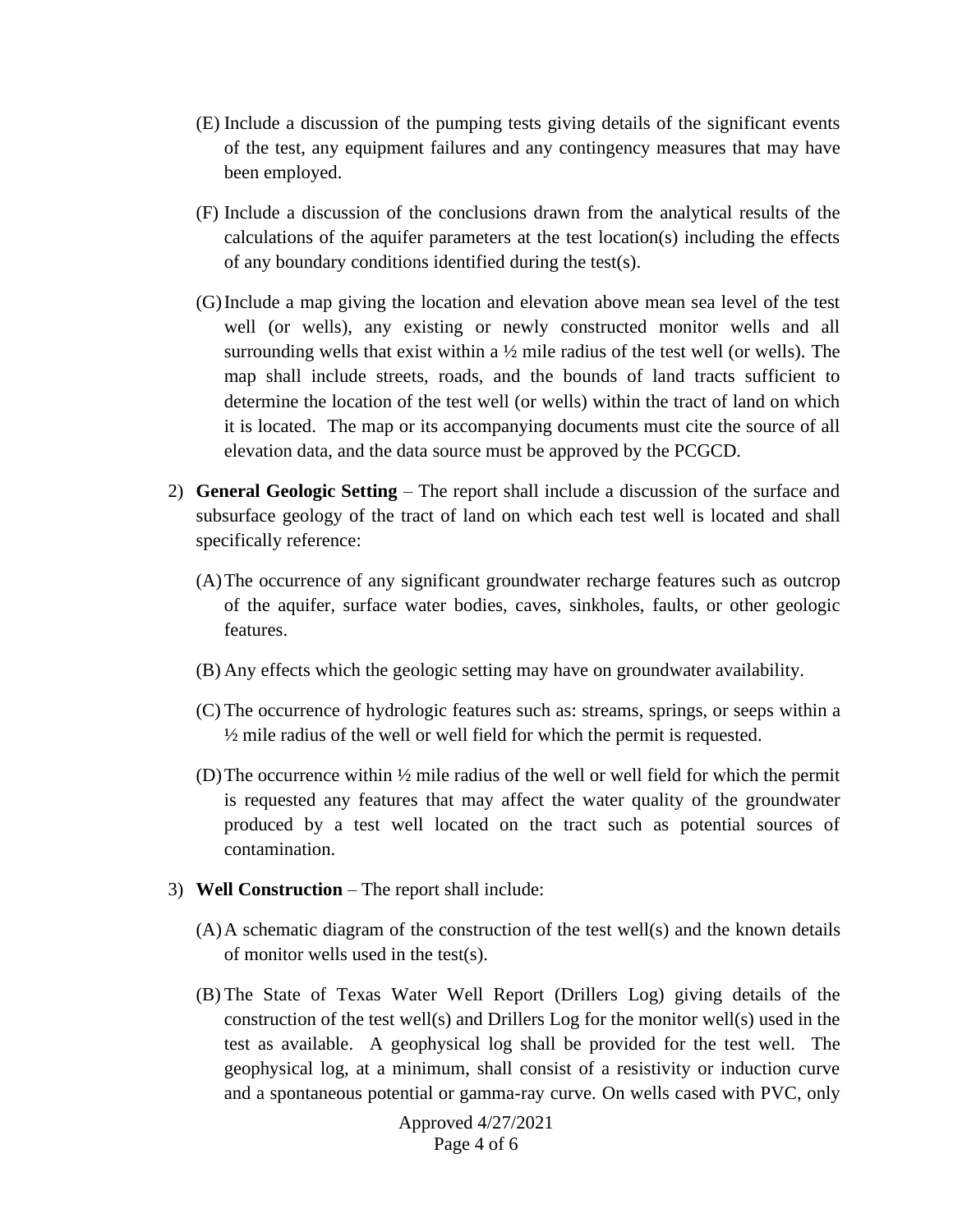(E) Include a discussion of the pumping tests giving details of the significant events of the test, any equipment failures and any contingency measures that may have been employed.

(F) Include a discussion of the conclusions drawn from the analytical results of the calculations of the aquifer parameters at the test location(s) including the effects of any boundary conditions identified during the test(s).

(G) Include a map giving the location and elevation above mean sea level of the test well (or wells), any existing or newly constructed monitor wells and all surrounding wells that exist within a ½ mile radius of the test well (or wells). The map shall include streets, roads, and the bounds of land tracts sufficient to determine the location of the test well (or wells) within the tract of land on which it is located. The map or its accompanying documents must cite the source of all elevation data, and the data source must be approved by the PCGCD.

2) **General Geologic Setting** – The report shall include a discussion of the surface and subsurface geology of the tract of land on which each test well is located and shall specifically reference:

(A) The occurrence of any significant groundwater recharge features such as outcrop of the aquifer, surface water bodies, caves, sinkholes, faults, or other geologic features.

(B) Any effects which the geologic setting may have on groundwater availability.

(C) The occurrence of hydrologic features such as: streams, springs, or seeps within a ½ mile radius of the well or well field for which the permit is requested.

(D) The occurrence within ½ mile radius of the well or well field for which the permit is requested any features that may affect the water quality of the groundwater produced by a test well located on the tract such as potential sources of contamination.

3) **Well Construction** – The report shall include:

(A) A schematic diagram of the construction of the test well(s) and the known details of monitor wells used in the test(s).

(B) The State of Texas Water Well Report (Drillers Log) giving details of the construction of the test well(s) and Drillers Log for the monitor well(s) used in the test as available. A geophysical log shall be provided for the test well. The geophysical log, at a minimum, shall consist of a resistivity or induction curve and a spontaneous potential or gamma-ray curve. On wells cased with PVC, only

Approved 4/27/2021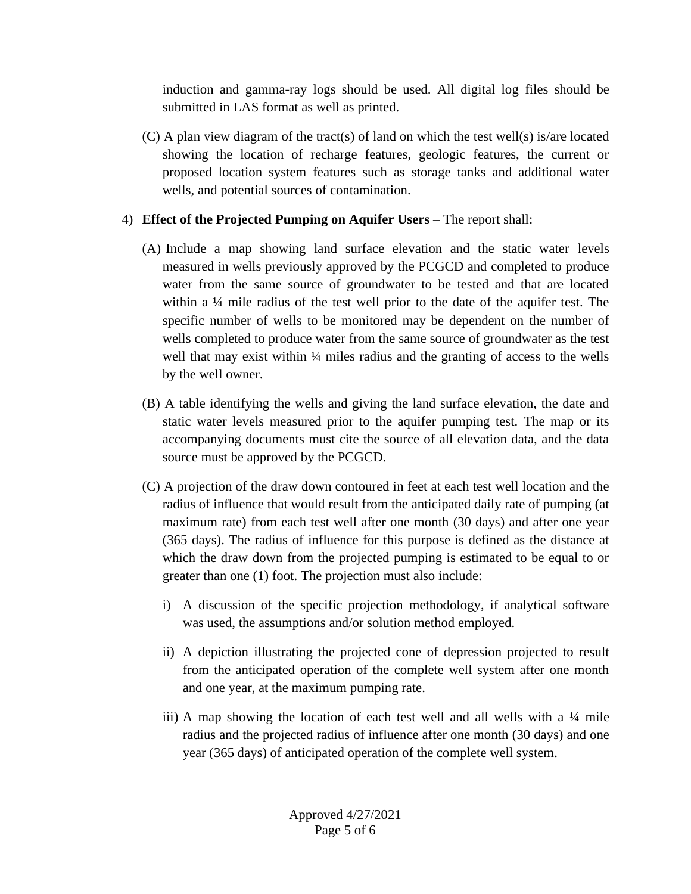induction and gamma-ray logs should be used. All digital log files should be submitted in LAS format as well as printed.

(C) A plan view diagram of the tract(s) of land on which the test well(s) is/are located showing the location of recharge features, geologic features, the current or proposed location system features such as storage tanks and additional water wells, and potential sources of contamination.

4) **Effect of the Projected Pumping on Aquifer Users** – The report shall:

(A) Include a map showing land surface elevation and the static water levels measured in wells previously approved by the PCGCD and completed to produce water from the same source of groundwater to be tested and that are located within a ¼ mile radius of the test well prior to the date of the aquifer test. The specific number of wells to be monitored may be dependent on the number of wells completed to produce water from the same source of groundwater as the test well that may exist within ¼ miles radius and the granting of access to the wells by the well owner.

(B) A table identifying the wells and giving the land surface elevation, the date and static water levels measured prior to the aquifer pumping test. The map or its accompanying documents must cite the source of all elevation data, and the data source must be approved by the PCGCD.

(C) A projection of the draw down contoured in feet at each test well location and the radius of influence that would result from the anticipated daily rate of pumping (at maximum rate) from each test well after one month (30 days) and after one year (365 days). The radius of influence for this purpose is defined as the distance at which the draw down from the projected pumping is estimated to be equal to or greater than one (1) foot. The projection must also include:

i) A discussion of the specific projection methodology, if analytical software was used, the assumptions and/or solution method employed.

ii) A depiction illustrating the projected cone of depression projected to result from the anticipated operation of the complete well system after one month and one year, at the maximum pumping rate.

iii) A map showing the location of each test well and all wells with a ¼ mile radius and the projected radius of influence after one month (30 days) and one year (365 days) of anticipated operation of the complete well system.

Approved 4/27/2021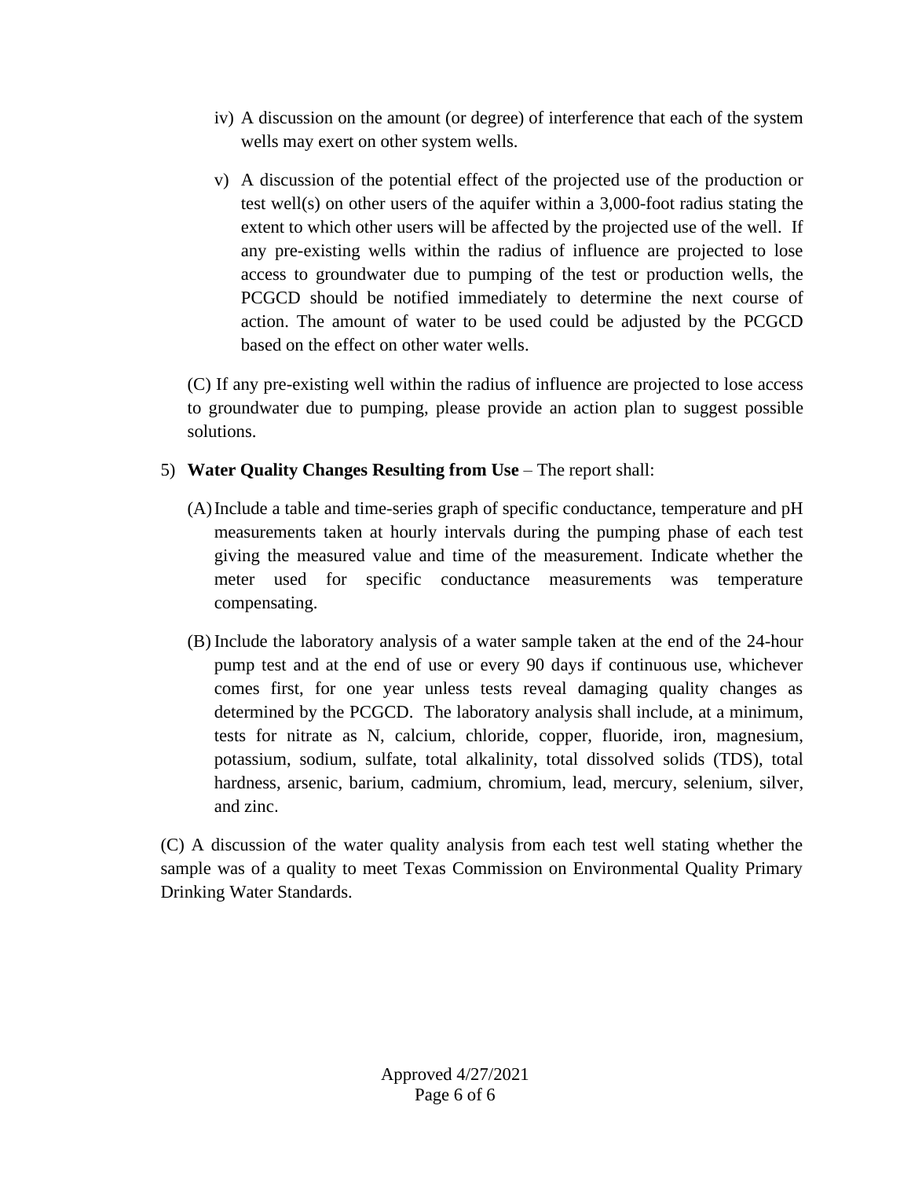iv) A discussion on the amount (or degree) of interference that each of the system wells may exert on other system wells.

v) A discussion of the potential effect of the projected use of the production or test well(s) on other users of the aquifer within a 3,000-foot radius stating the extent to which other users will be affected by the projected use of the well. If any pre-existing wells within the radius of influence are projected to lose access to groundwater due to pumping of the test or production wells, the PCGCD should be notified immediately to determine the next course of action. The amount of water to be used could be adjusted by the PCGCD based on the effect on other water wells.

(C) If any pre-existing well within the radius of influence are projected to lose access to groundwater due to pumping, please provide an action plan to suggest possible solutions.

5) **Water Quality Changes Resulting from Use** – The report shall:

(A) Include a table and time-series graph of specific conductance, temperature and pH measurements taken at hourly intervals during the pumping phase of each test giving the measured value and time of the measurement. Indicate whether the meter used for specific conductance measurements was temperature compensating.

(B) Include the laboratory analysis of a water sample taken at the end of the 24-hour pump test and at the end of use or every 90 days if continuous use, whichever comes first, for one year unless tests reveal damaging quality changes as determined by the PCGCD. The laboratory analysis shall include, at a minimum, tests for nitrate as N, calcium, chloride, copper, fluoride, iron, magnesium, potassium, sodium, sulfate, total alkalinity, total dissolved solids (TDS), total hardness, arsenic, barium, cadmium, chromium, lead, mercury, selenium, silver, and zinc.

(C) A discussion of the water quality analysis from each test well stating whether the sample was of a quality to meet Texas Commission on Environmental Quality Primary Drinking Water Standards.

Approved 4/27/2021